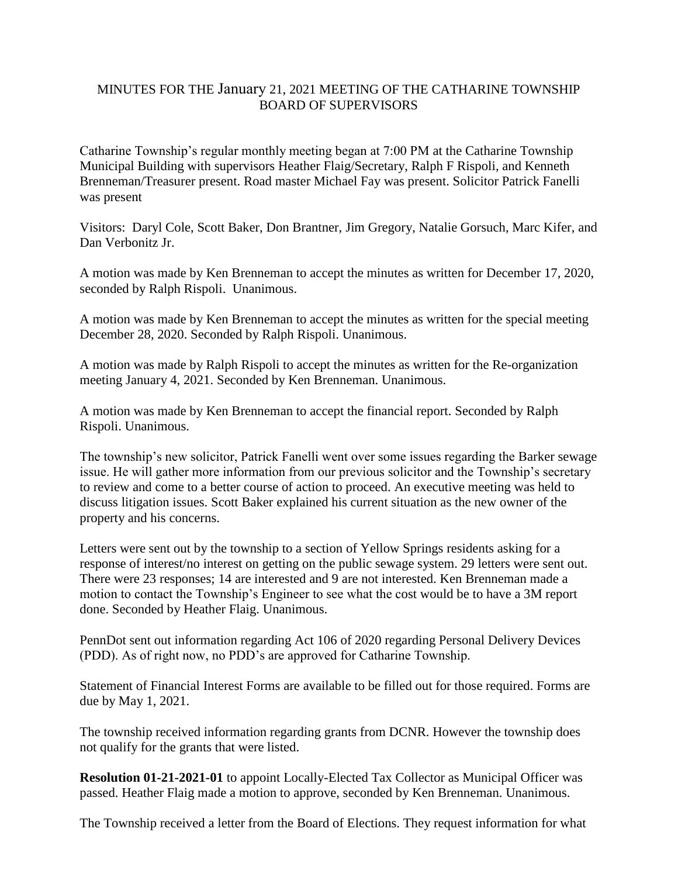# MINUTES FOR THE January 21, 2021 MEETING OF THE CATHARINE TOWNSHIP BOARD OF SUPERVISORS

Catharine Township's regular monthly meeting began at 7:00 PM at the Catharine Township Municipal Building with supervisors Heather Flaig/Secretary, Ralph F Rispoli, and Kenneth Brenneman/Treasurer present. Road master Michael Fay was present. Solicitor Patrick Fanelli was present

Visitors: Daryl Cole, Scott Baker, Don Brantner, Jim Gregory, Natalie Gorsuch, Marc Kifer, and Dan Verbonitz Jr.

A motion was made by Ken Brenneman to accept the minutes as written for December 17, 2020, seconded by Ralph Rispoli. Unanimous.

A motion was made by Ken Brenneman to accept the minutes as written for the special meeting December 28, 2020. Seconded by Ralph Rispoli. Unanimous.

A motion was made by Ralph Rispoli to accept the minutes as written for the Re-organization meeting January 4, 2021. Seconded by Ken Brenneman. Unanimous.

A motion was made by Ken Brenneman to accept the financial report. Seconded by Ralph Rispoli. Unanimous.

The township's new solicitor, Patrick Fanelli went over some issues regarding the Barker sewage issue. He will gather more information from our previous solicitor and the Township's secretary to review and come to a better course of action to proceed. An executive meeting was held to discuss litigation issues. Scott Baker explained his current situation as the new owner of the property and his concerns.

Letters were sent out by the township to a section of Yellow Springs residents asking for a response of interest/no interest on getting on the public sewage system. 29 letters were sent out. There were 23 responses; 14 are interested and 9 are not interested. Ken Brenneman made a motion to contact the Township's Engineer to see what the cost would be to have a 3M report done. Seconded by Heather Flaig. Unanimous.

PennDot sent out information regarding Act 106 of 2020 regarding Personal Delivery Devices (PDD). As of right now, no PDD's are approved for Catharine Township.

Statement of Financial Interest Forms are available to be filled out for those required. Forms are due by May 1, 2021.

The township received information regarding grants from DCNR. However the township does not qualify for the grants that were listed.

**Resolution 01-21-2021-01** to appoint Locally-Elected Tax Collector as Municipal Officer was passed. Heather Flaig made a motion to approve, seconded by Ken Brenneman. Unanimous.

The Township received a letter from the Board of Elections. They request information for what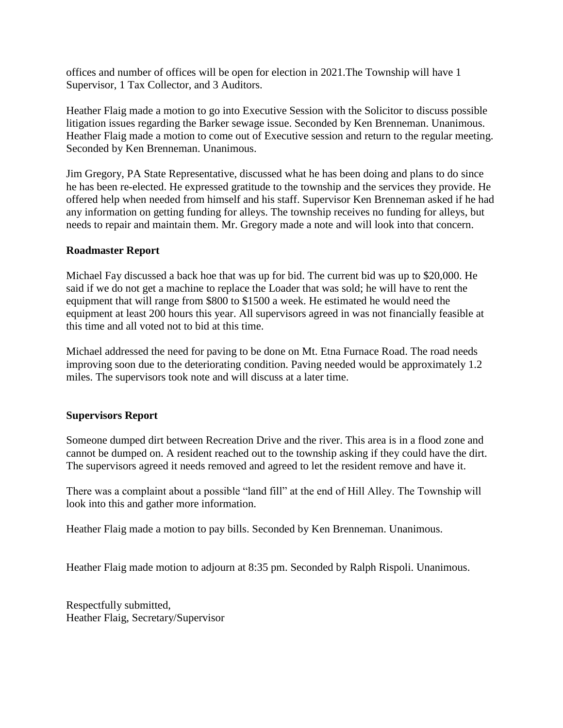offices and number of offices will be open for election in 2021.The Township will have 1 Supervisor, 1 Tax Collector, and 3 Auditors.

Heather Flaig made a motion to go into Executive Session with the Solicitor to discuss possible litigation issues regarding the Barker sewage issue. Seconded by Ken Brenneman. Unanimous. Heather Flaig made a motion to come out of Executive session and return to the regular meeting. Seconded by Ken Brenneman. Unanimous.

Jim Gregory, PA State Representative, discussed what he has been doing and plans to do since he has been re-elected. He expressed gratitude to the township and the services they provide. He offered help when needed from himself and his staff. Supervisor Ken Brenneman asked if he had any information on getting funding for alleys. The township receives no funding for alleys, but needs to repair and maintain them. Mr. Gregory made a note and will look into that concern.

**Roadmaster Report**

Michael Fay discussed a back hoe that was up for bid. The current bid was up to $20,000. He said if we do not get a machine to replace the Loader that was sold; he will have to rent the equipment that will range from $800 to $1500 a week. He estimated he would need the equipment at least 200 hours this year. All supervisors agreed in was not financially feasible at this time and all voted not to bid at this time.

Michael addressed the need for paving to be done on Mt. Etna Furnace Road. The road needs improving soon due to the deteriorating condition. Paving needed would be approximately 1.2 miles. The supervisors took note and will discuss at a later time.

**Supervisors Report**

Someone dumped dirt between Recreation Drive and the river. This area is in a flood zone and cannot be dumped on. A resident reached out to the township asking if they could have the dirt. The supervisors agreed it needs removed and agreed to let the resident remove and have it.

There was a complaint about a possible "land fill" at the end of Hill Alley. The Township will look into this and gather more information.

Heather Flaig made a motion to pay bills. Seconded by Ken Brenneman. Unanimous.

Heather Flaig made motion to adjourn at 8:35 pm. Seconded by Ralph Rispoli. Unanimous.

Respectfully submitted,
Heather Flaig, Secretary/Supervisor